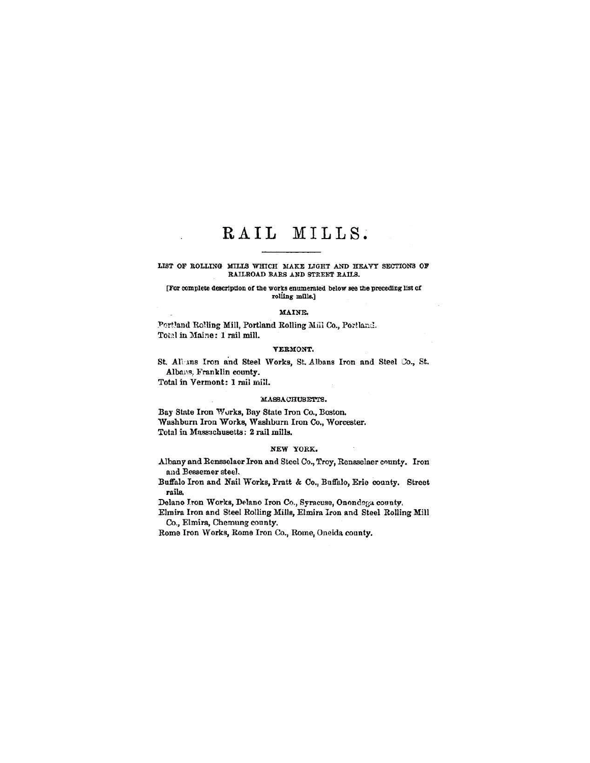# RAIL MILLS.

LIST OF ROLLING MILLS WHICH MAKE LIGHT AND HEAVY SECTIONS OF RAILROAD BARS AND STREET RAILS.

[For complete description of the works enumerated below see the preceding list of rolling mills.]

### MAINE.

Portland Rolling Mill, Portland Rolling Mill Co., Portland.
Total in Maine: 1 rail mill.

### VERMONT.

St. Albans Iron and Steel Works, St. Albans Iron and Steel Co., St. Albans, Franklin county.
Total in Vermont: 1 rail mill.

### MASSACHUSETTS.

Bay State Iron Works, Bay State Iron Co., Boston.
Washburn Iron Works, Washburn Iron Co., Worcester.
Total in Massachusetts: 2 rail mills.

### NEW YORK.

Albany and Rensselaer Iron and Steel Co., Troy, Rensselaer county. Iron and Bessemer steel.
Buffalo Iron and Nail Works, Pratt & Co., Buffalo, Erie county. Street rails.
Delano Iron Works, Delano Iron Co., Syracuse, Onondaga county.
Elmira Iron and Steel Rolling Mills, Elmira Iron and Steel Rolling Mill Co., Elmira, Chemung county.
Rome Iron Works, Rome Iron Co., Rome, Oneida county.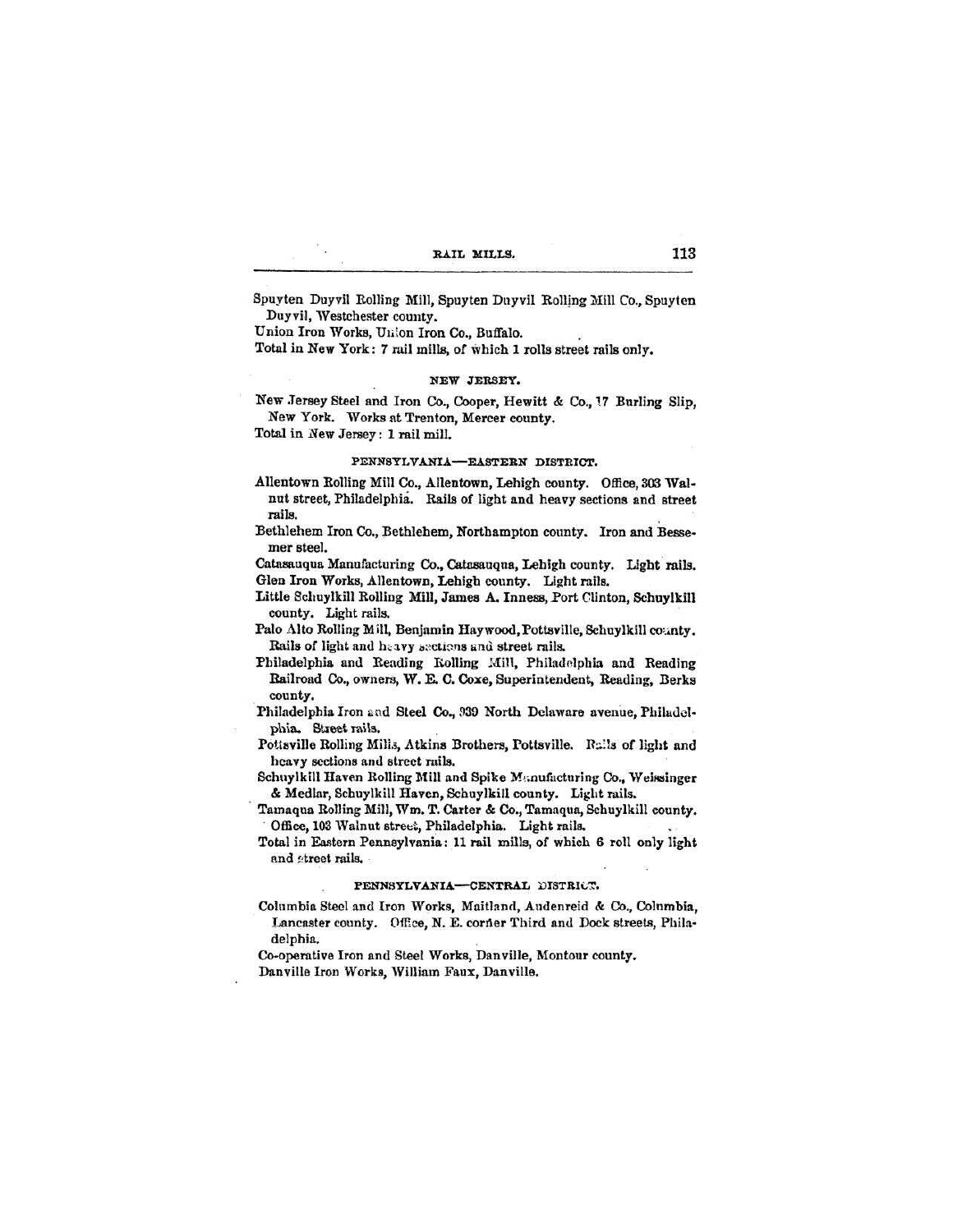Spuyten Duyvil Rolling Mill, Spuyten Duyvil Rolling Mill Co., Spuyten Duyvil, Westchester county.

Union Iron Works, Union Iron Co., Buffalo.

Total in New York: 7 rail mills, of which 1 rolls street rails only.

### NEW JERSEY.

New Jersey Steel and Iron Co., Cooper, Hewitt & Co., 17 Burling Slip, New York. Works at Trenton, Mercer county.

Total in New Jersey: 1 rail mill.

### PENNSYLVANIA—EASTERN DISTRICT.

Allentown Rolling Mill Co., Allentown, Lehigh county. Office, 303 Walnut street, Philadelphia. Rails of light and heavy sections and street rails.

Bethlehem Iron Co., Bethlehem, Northampton county. Iron and Bessemer steel.

Catasauqua Manufacturing Co., Catasauqua, Lehigh county. Light rails.

Glen Iron Works, Allentown, Lehigh county. Light rails.

Little Schuylkill Rolling Mill, James A. Inness, Port Clinton, Schuylkill county. Light rails.

Palo Alto Rolling Mill, Benjamin Haywood, Pottsville, Schuylkill county. Rails of light and heavy sections and street rails.

Philadelphia and Reading Rolling Mill, Philadelphia and Reading Railroad Co., owners, W. E. C. Coxe, Superintendent, Reading, Berks county.

Philadelphia Iron and Steel Co., 939 North Delaware avenue, Philadelphia. Street rails.

Pottsville Rolling Mills, Atkins Brothers, Pottsville. Rails of light and heavy sections and street rails.

Schuylkill Haven Rolling Mill and Spike Manufacturing Co., Weissinger & Medlar, Schuylkill Haven, Schuylkill county. Light rails.

Tamaqua Rolling Mill, Wm. T. Carter & Co., Tamaqua, Schuylkill county. Office, 103 Walnut street, Philadelphia. Light rails.

Total in Eastern Pennsylvania: 11 rail mills, of which 6 roll only light and street rails.

### PENNSYLVANIA—CENTRAL DISTRICT.

Columbia Steel and Iron Works, Maitland, Audenreid & Co., Columbia, Lancaster county. Office, N. E. corner Third and Dock streets, Philadelphia.

Co-operative Iron and Steel Works, Danville, Montour county.

Danville Iron Works, William Faux, Danville.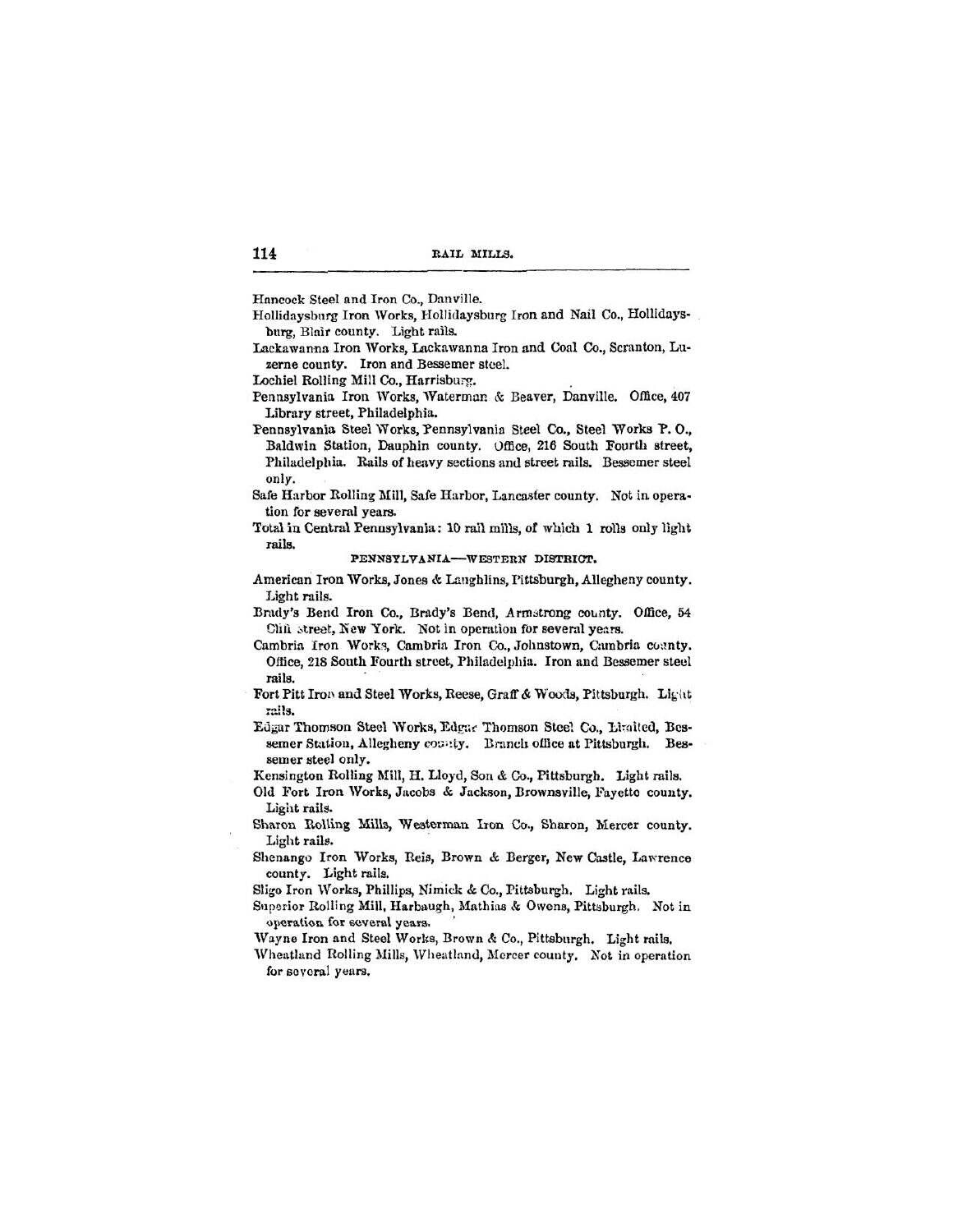Hancock Steel and Iron Co., Danville.

Hollidaysburg Iron Works, Hollidaysburg Iron and Nail Co., Hollidaysburg, Blair county. Light rails.

Lackawanna Iron Works, Lackawanna Iron and Coal Co., Scranton, Luzerne county. Iron and Bessemer steel.

Lochiel Rolling Mill Co., Harrisburg.

Pennsylvania Iron Works, Waterman & Beaver, Danville. Office, 407 Library street, Philadelphia.

Pennsylvania Steel Works, Pennsylvania Steel Co., Steel Works P. O., Baldwin Station, Dauphin county. Office, 216 South Fourth street, Philadelphia. Rails of heavy sections and street rails. Bessemer steel only.

Safe Harbor Rolling Mill, Safe Harbor, Lancaster county. Not in operation for several years.

Total in Central Pennsylvania: 10 rail mills, of which 1 rolls only light rails.

### PENNSYLVANIA—WESTERN DISTRICT.

American Iron Works, Jones & Laughlins, Pittsburgh, Allegheny county. Light rails.

Brady's Bend Iron Co., Brady's Bend, Armstrong county. Office, 54 Cliff street, New York. Not in operation for several years.

Cambria Iron Works, Cambria Iron Co., Johnstown, Cambria county. Office, 218 South Fourth street, Philadelphia. Iron and Bessemer steel rails.

Fort Pitt Iron and Steel Works, Reese, Graff & Woods, Pittsburgh. Light rails.

Edgar Thomson Steel Works, Edgar Thomson Steel Co., Limited, Bessemer Station, Allegheny county. Branch office at Pittsburgh. Bessemer steel only.

Kensington Rolling Mill, H. Lloyd, Son & Co., Pittsburgh. Light rails.

Old Fort Iron Works, Jacobs & Jackson, Brownsville, Fayette county. Light rails.

Sharon Rolling Mills, Westerman Iron Co., Sharon, Mercer county. Light rails.

Shenango Iron Works, Reis, Brown & Berger, New Castle, Lawrence county. Light rails.

Sligo Iron Works, Phillips, Nimick & Co., Pittsburgh. Light rails.

Superior Rolling Mill, Harbaugh, Mathias & Owens, Pittsburgh. Not in operation for several years.

Wayne Iron and Steel Works, Brown & Co., Pittsburgh. Light rails.

Wheatland Rolling Mills, Wheatland, Mercer county. Not in operation for several years.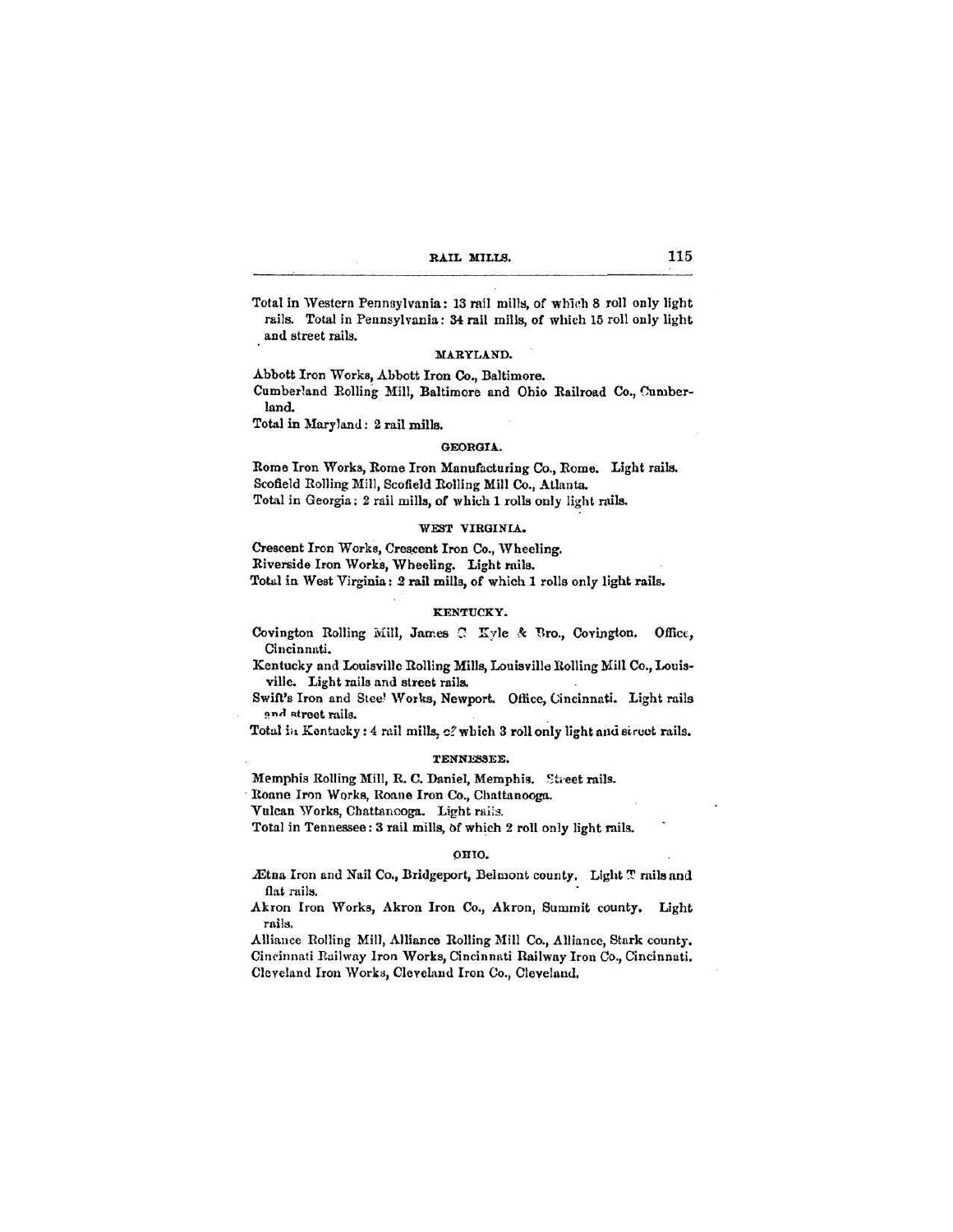Total in Western Pennsylvania: 13 rail mills, of which 8 roll only light rails. Total in Pennsylvania: 34 rail mills, of which 15 roll only light and street rails.

### MARYLAND.

Abbott Iron Works, Abbott Iron Co., Baltimore.

Cumberland Rolling Mill, Baltimore and Ohio Railroad Co., Cumberland.

Total in Maryland: 2 rail mills.

### GEORGIA.

Rome Iron Works, Rome Iron Manufacturing Co., Rome. Light rails.

Scofield Rolling Mill, Scofield Rolling Mill Co., Atlanta.

Total in Georgia: 2 rail mills, of which 1 rolls only light rails.

### WEST VIRGINIA.

Crescent Iron Works, Crescent Iron Co., Wheeling.

Riverside Iron Works, Wheeling. Light rails.

Total in West Virginia: 2 rail mills, of which 1 rolls only light rails.

### KENTUCKY.

Covington Rolling Mill, James G. Kyle & Bro., Covington. Office, Cincinnati.

Kentucky and Louisville Rolling Mills, Louisville Rolling Mill Co., Louisville. Light rails and street rails.

Swift's Iron and Steel Works, Newport. Office, Cincinnati. Light rails and street rails.

Total in Kentucky: 4 rail mills, of which 3 roll only light and street rails.

### TENNESSEE.

Memphis Rolling Mill, R. C. Daniel, Memphis. Street rails.

Roane Iron Works, Roane Iron Co., Chattanooga.

Vulcan Works, Chattanooga. Light rails.

Total in Tennessee: 3 rail mills, of which 2 roll only light rails.

### OHIO.

Ætna Iron and Nail Co., Bridgeport, Belmont county. Light T rails and flat rails.

Akron Iron Works, Akron Iron Co., Akron, Summit county. Light rails.

Alliance Rolling Mill, Alliance Rolling Mill Co., Alliance, Stark county.

Cincinnati Railway Iron Works, Cincinnati Railway Iron Co., Cincinnati.

Cleveland Iron Works, Cleveland Iron Co., Cleveland.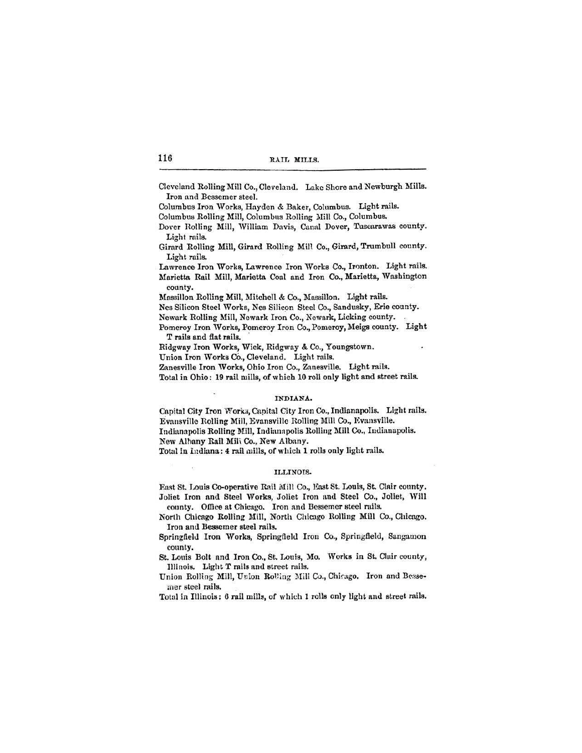Cleveland Rolling Mill Co., Cleveland. Lake Shore and Newburgh Mills. Iron and Bessemer steel.

Columbus Iron Works, Hayden & Baker, Columbus. Light rails.

Columbus Rolling Mill, Columbus Rolling Mill Co., Columbus.

Dover Rolling Mill, William Davis, Canal Dover, Tuscarawas county. Light rails.

Girard Rolling Mill, Girard Rolling Mill Co., Girard, Trumbull county. Light rails.

Lawrence Iron Works, Lawrence Iron Works Co., Ironton. Light rails.

Marietta Rail Mill, Marietta Coal and Iron Co., Marietta, Washington county.

Massillon Rolling Mill, Mitchell & Co., Massillon. Light rails.

Nes Silicon Steel Works, Nes Silicon Steel Co., Sandusky, Erie county.

Newark Rolling Mill, Newark Iron Co., Newark, Licking county.

Pomeroy Iron Works, Pomeroy Iron Co., Pomeroy, Meigs county. Light T rails and flat rails.

Ridgway Iron Works, Wick, Ridgway & Co., Youngstown.

Union Iron Works Co., Cleveland. Light rails.

Zanesville Iron Works, Ohio Iron Co., Zanesville. Light rails.

Total in Ohio: 19 rail mills, of which 10 roll only light and street rails.

### INDIANA.

Capital City Iron Works, Capital City Iron Co., Indianapolis. Light rails.

Evansville Rolling Mill, Evansville Rolling Mill Co., Evansville.

Indianapolis Rolling Mill, Indianapolis Rolling Mill Co., Indianapolis.

New Albany Rail Mill Co., New Albany.

Total in Indiana: 4 rail mills, of which 1 rolls only light rails.

### ILLINOIS.

East St. Louis Co-operative Rail Mill Co., East St. Louis, St. Clair county.

Joliet Iron and Steel Works, Joliet Iron and Steel Co., Joliet, Will county. Office at Chicago. Iron and Bessemer steel rails.

North Chicago Rolling Mill, North Chicago Rolling Mill Co., Chicago. Iron and Bessemer steel rails.

Springfield Iron Works, Springfield Iron Co., Springfield, Sangamon county.

St. Louis Bolt and Iron Co., St. Louis, Mo. Works in St. Clair county, Illinois. Light T rails and street rails.

Union Rolling Mill, Union Rolling Mill Co., Chicago. Iron and Bessemer steel rails.

Total in Illinois: 6 rail mills, of which 1 rolls only light and street rails.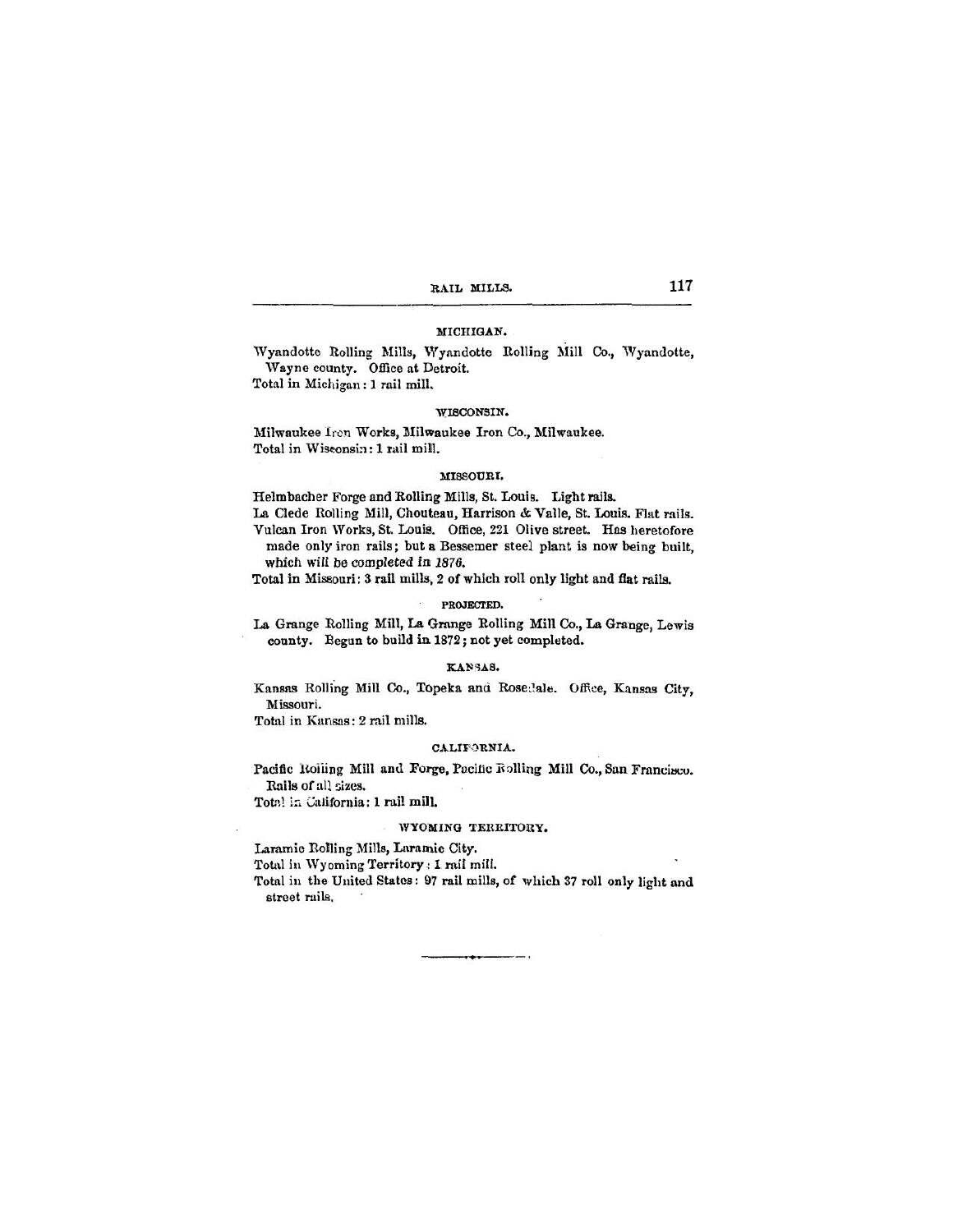### MICHIGAN.

Wyandotte Rolling Mills, Wyandotte Rolling Mill Co., Wyandotte, Wayne county. Office at Detroit.

Total in Michigan: 1 rail mill.

### WISCONSIN.

Milwaukee Iron Works, Milwaukee Iron Co., Milwaukee.

Total in Wisconsin: 1 rail mill.

### MISSOURI.

Helmbacher Forge and Rolling Mills, St. Louis. Light rails.

La Clede Rolling Mill, Chouteau, Harrison & Valle, St. Louis. Flat rails.

Vulcan Iron Works, St. Louis. Office, 221 Olive street. Has heretofore made only iron rails; but a Bessemer steel plant is now being built, which will be completed in 1876.

Total in Missouri: 3 rail mills, 2 of which roll only light and flat rails.

#### PROJECTED.

La Grange Rolling Mill, La Grange Rolling Mill Co., La Grange, Lewis county. Begun to build in 1872; not yet completed.

### KANSAS.

Kansas Rolling Mill Co., Topeka and Rosedale. Office, Kansas City, Missouri.

Total in Kansas: 2 rail mills.

### CALIFORNIA.

Pacific Rolling Mill and Forge, Pacific Rolling Mill Co., San Francisco. Rails of all sizes.

Total in California: 1 rail mill.

### WYOMING TERRITORY.

Laramie Rolling Mills, Laramie City.

Total in Wyoming Territory: 1 rail mill.

Total in the United States: 97 rail mills, of which 37 roll only light and street rails.